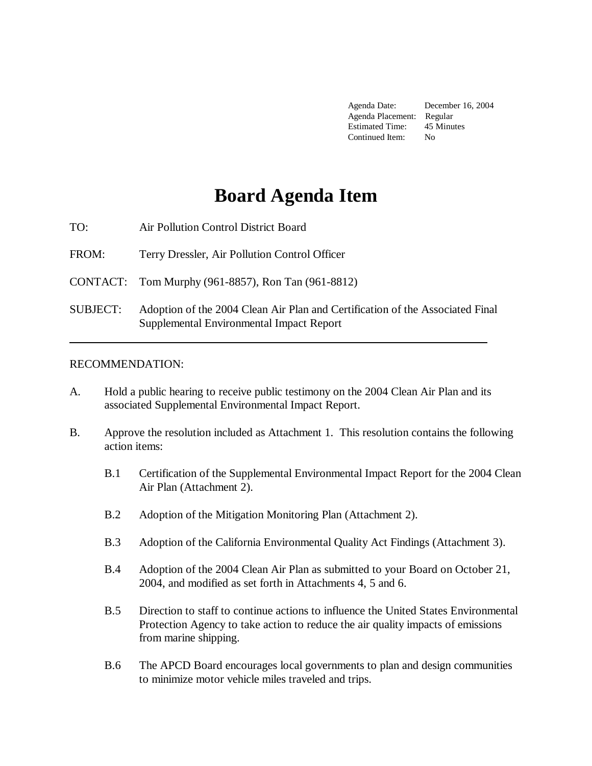| | |
|---|---|
| Agenda Date: | December 16, 2004 |
| Agenda Placement: | Regular |
| Estimated Time: | 45 Minutes |
| Continued Item: | No |

# Board Agenda Item

TO: Air Pollution Control District Board

FROM: Terry Dressler, Air Pollution Control Officer

CONTACT: Tom Murphy (961-8857), Ron Tan (961-8812)

SUBJECT: Adoption of the 2004 Clean Air Plan and Certification of the Associated Final Supplemental Environmental Impact Report

---

RECOMMENDATION:

A. Hold a public hearing to receive public testimony on the 2004 Clean Air Plan and its associated Supplemental Environmental Impact Report.

B. Approve the resolution included as Attachment 1. This resolution contains the following action items:

   B.1 Certification of the Supplemental Environmental Impact Report for the 2004 Clean Air Plan (Attachment 2).

   B.2 Adoption of the Mitigation Monitoring Plan (Attachment 2).

   B.3 Adoption of the California Environmental Quality Act Findings (Attachment 3).

   B.4 Adoption of the 2004 Clean Air Plan as submitted to your Board on October 21, 2004, and modified as set forth in Attachments 4, 5 and 6.

   B.5 Direction to staff to continue actions to influence the United States Environmental Protection Agency to take action to reduce the air quality impacts of emissions from marine shipping.

   B.6 The APCD Board encourages local governments to plan and design communities to minimize motor vehicle miles traveled and trips.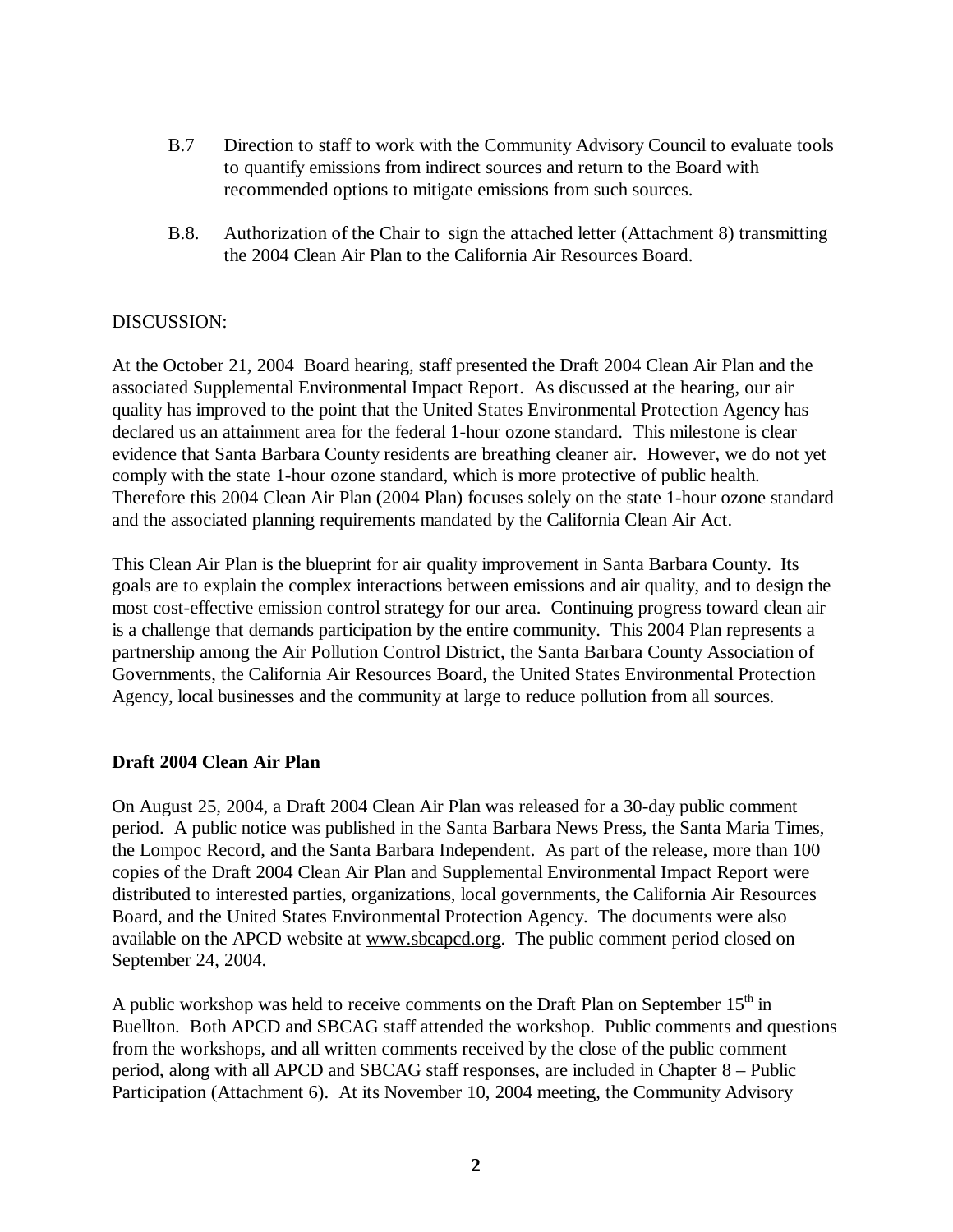B.7 Direction to staff to work with the Community Advisory Council to evaluate tools to quantify emissions from indirect sources and return to the Board with recommended options to mitigate emissions from such sources.

B.8. Authorization of the Chair to sign the attached letter (Attachment 8) transmitting the 2004 Clean Air Plan to the California Air Resources Board.

DISCUSSION:

At the October 21, 2004 Board hearing, staff presented the Draft 2004 Clean Air Plan and the associated Supplemental Environmental Impact Report. As discussed at the hearing, our air quality has improved to the point that the United States Environmental Protection Agency has declared us an attainment area for the federal 1-hour ozone standard. This milestone is clear evidence that Santa Barbara County residents are breathing cleaner air. However, we do not yet comply with the state 1-hour ozone standard, which is more protective of public health. Therefore this 2004 Clean Air Plan (2004 Plan) focuses solely on the state 1-hour ozone standard and the associated planning requirements mandated by the California Clean Air Act.

This Clean Air Plan is the blueprint for air quality improvement in Santa Barbara County. Its goals are to explain the complex interactions between emissions and air quality, and to design the most cost-effective emission control strategy for our area. Continuing progress toward clean air is a challenge that demands participation by the entire community. This 2004 Plan represents a partnership among the Air Pollution Control District, the Santa Barbara County Association of Governments, the California Air Resources Board, the United States Environmental Protection Agency, local businesses and the community at large to reduce pollution from all sources.

**Draft 2004 Clean Air Plan**

On August 25, 2004, a Draft 2004 Clean Air Plan was released for a 30-day public comment period. A public notice was published in the Santa Barbara News Press, the Santa Maria Times, the Lompoc Record, and the Santa Barbara Independent. As part of the release, more than 100 copies of the Draft 2004 Clean Air Plan and Supplemental Environmental Impact Report were distributed to interested parties, organizations, local governments, the California Air Resources Board, and the United States Environmental Protection Agency. The documents were also available on the APCD website at www.sbcapcd.org. The public comment period closed on September 24, 2004.

A public workshop was held to receive comments on the Draft Plan on September 15th in Buellton. Both APCD and SBCAG staff attended the workshop. Public comments and questions from the workshops, and all written comments received by the close of the public comment period, along with all APCD and SBCAG staff responses, are included in Chapter 8 – Public Participation (Attachment 6). At its November 10, 2004 meeting, the Community Advisory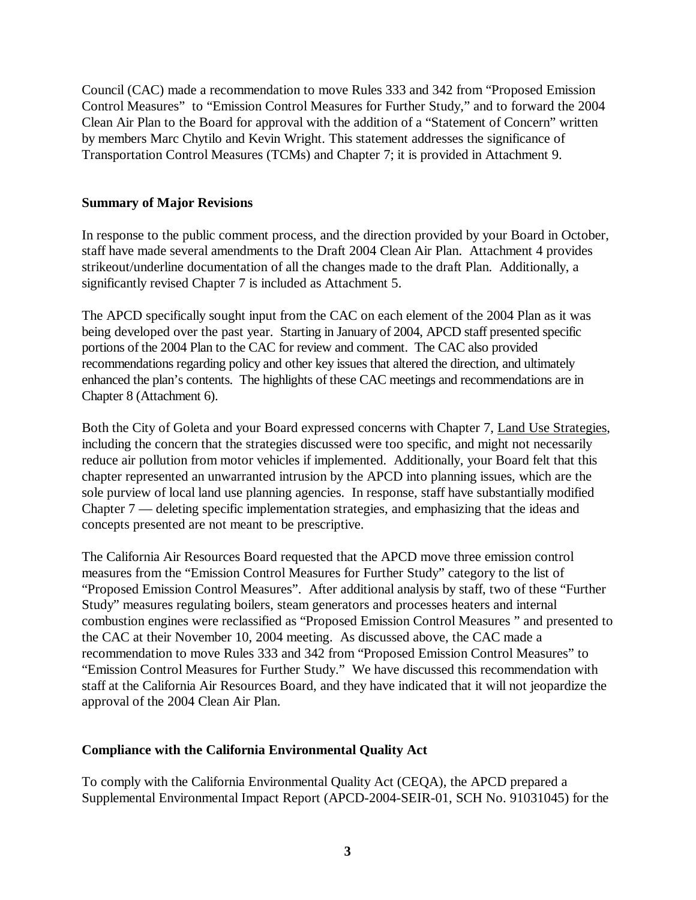Council (CAC) made a recommendation to move Rules 333 and 342 from "Proposed Emission Control Measures" to "Emission Control Measures for Further Study," and to forward the 2004 Clean Air Plan to the Board for approval with the addition of a "Statement of Concern" written by members Marc Chytilo and Kevin Wright. This statement addresses the significance of Transportation Control Measures (TCMs) and Chapter 7; it is provided in Attachment 9.

**Summary of Major Revisions**

In response to the public comment process, and the direction provided by your Board in October, staff have made several amendments to the Draft 2004 Clean Air Plan. Attachment 4 provides strikeout/underline documentation of all the changes made to the draft Plan. Additionally, a significantly revised Chapter 7 is included as Attachment 5.

The APCD specifically sought input from the CAC on each element of the 2004 Plan as it was being developed over the past year. Starting in January of 2004, APCD staff presented specific portions of the 2004 Plan to the CAC for review and comment. The CAC also provided recommendations regarding policy and other key issues that altered the direction, and ultimately enhanced the plan's contents. The highlights of these CAC meetings and recommendations are in Chapter 8 (Attachment 6).

Both the City of Goleta and your Board expressed concerns with Chapter 7, Land Use Strategies, including the concern that the strategies discussed were too specific, and might not necessarily reduce air pollution from motor vehicles if implemented. Additionally, your Board felt that this chapter represented an unwarranted intrusion by the APCD into planning issues, which are the sole purview of local land use planning agencies. In response, staff have substantially modified Chapter 7 — deleting specific implementation strategies, and emphasizing that the ideas and concepts presented are not meant to be prescriptive.

The California Air Resources Board requested that the APCD move three emission control measures from the "Emission Control Measures for Further Study" category to the list of "Proposed Emission Control Measures". After additional analysis by staff, two of these "Further Study" measures regulating boilers, steam generators and processes heaters and internal combustion engines were reclassified as "Proposed Emission Control Measures " and presented to the CAC at their November 10, 2004 meeting. As discussed above, the CAC made a recommendation to move Rules 333 and 342 from "Proposed Emission Control Measures" to "Emission Control Measures for Further Study." We have discussed this recommendation with staff at the California Air Resources Board, and they have indicated that it will not jeopardize the approval of the 2004 Clean Air Plan.

**Compliance with the California Environmental Quality Act**

To comply with the California Environmental Quality Act (CEQA), the APCD prepared a Supplemental Environmental Impact Report (APCD-2004-SEIR-01, SCH No. 91031045) for the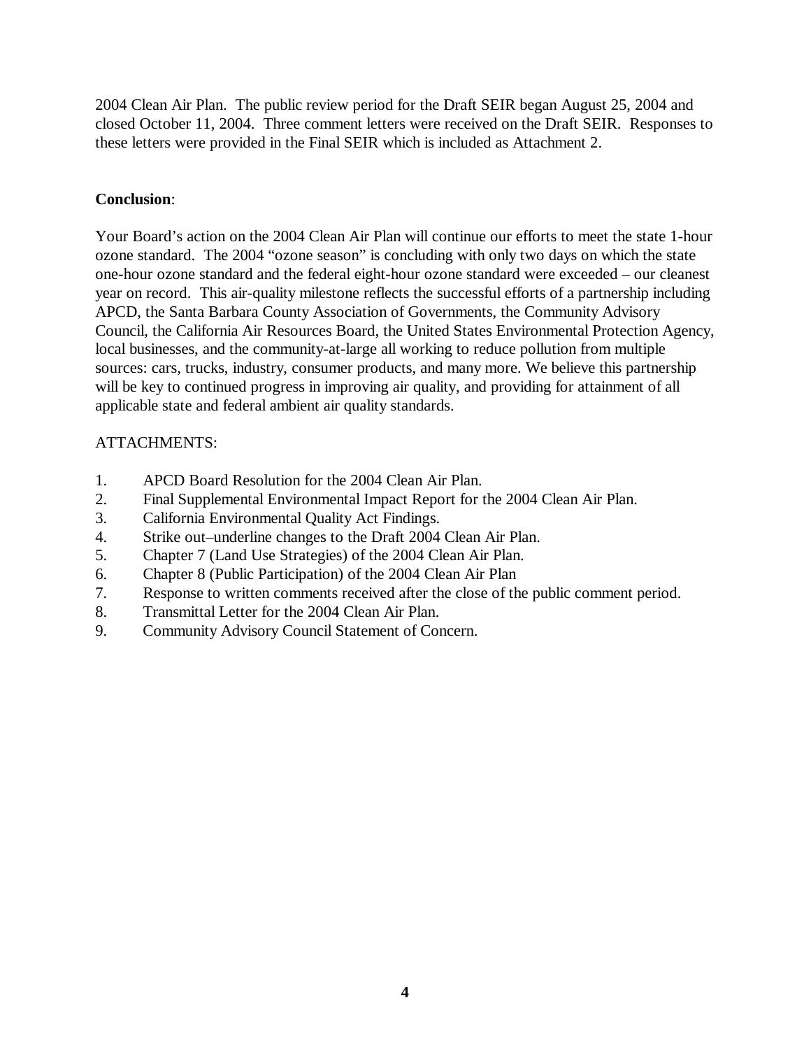2004 Clean Air Plan. The public review period for the Draft SEIR began August 25, 2004 and closed October 11, 2004. Three comment letters were received on the Draft SEIR. Responses to these letters were provided in the Final SEIR which is included as Attachment 2.

**Conclusion**:

Your Board's action on the 2004 Clean Air Plan will continue our efforts to meet the state 1-hour ozone standard. The 2004 "ozone season" is concluding with only two days on which the state one-hour ozone standard and the federal eight-hour ozone standard were exceeded – our cleanest year on record. This air-quality milestone reflects the successful efforts of a partnership including APCD, the Santa Barbara County Association of Governments, the Community Advisory Council, the California Air Resources Board, the United States Environmental Protection Agency, local businesses, and the community-at-large all working to reduce pollution from multiple sources: cars, trucks, industry, consumer products, and many more. We believe this partnership will be key to continued progress in improving air quality, and providing for attainment of all applicable state and federal ambient air quality standards.

ATTACHMENTS:

1. APCD Board Resolution for the 2004 Clean Air Plan.
2. Final Supplemental Environmental Impact Report for the 2004 Clean Air Plan.
3. California Environmental Quality Act Findings.
4. Strike out–underline changes to the Draft 2004 Clean Air Plan.
5. Chapter 7 (Land Use Strategies) of the 2004 Clean Air Plan.
6. Chapter 8 (Public Participation) of the 2004 Clean Air Plan
7. Response to written comments received after the close of the public comment period.
8. Transmittal Letter for the 2004 Clean Air Plan.
9. Community Advisory Council Statement of Concern.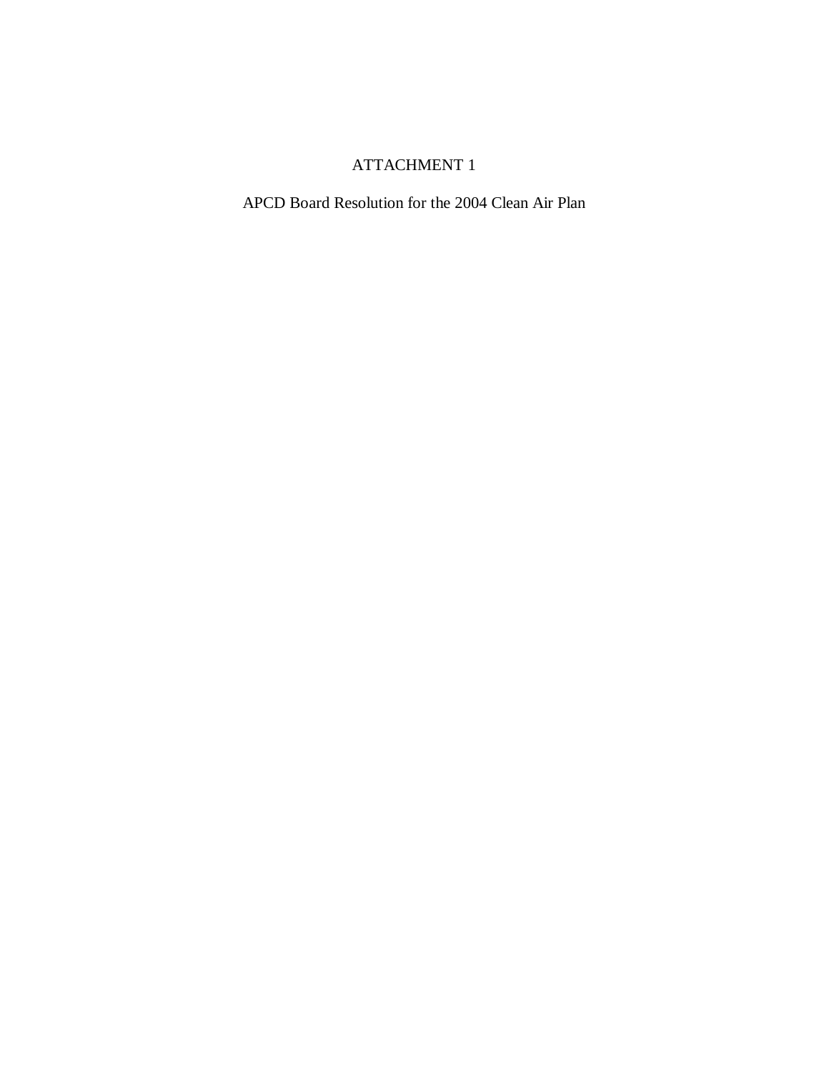# ATTACHMENT 1

APCD Board Resolution for the 2004 Clean Air Plan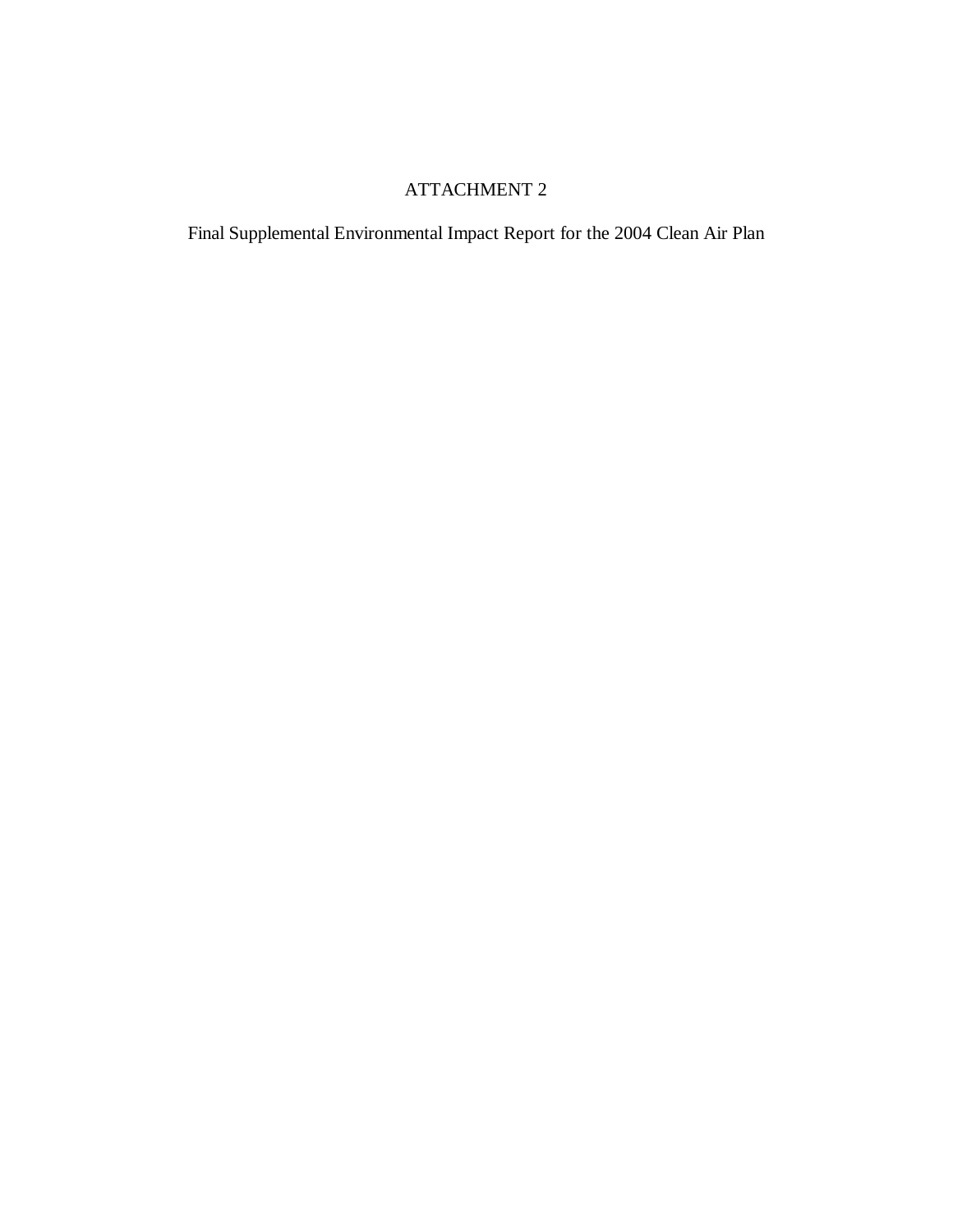ATTACHMENT 2

Final Supplemental Environmental Impact Report for the 2004 Clean Air Plan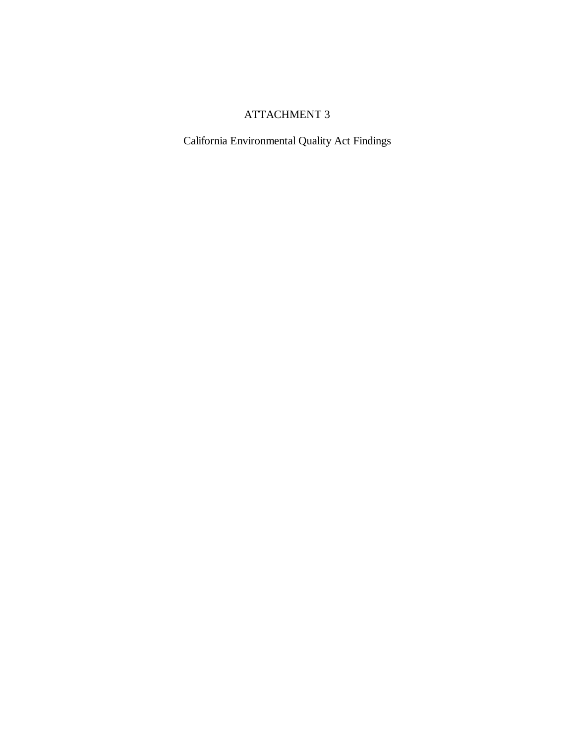# ATTACHMENT 3

California Environmental Quality Act Findings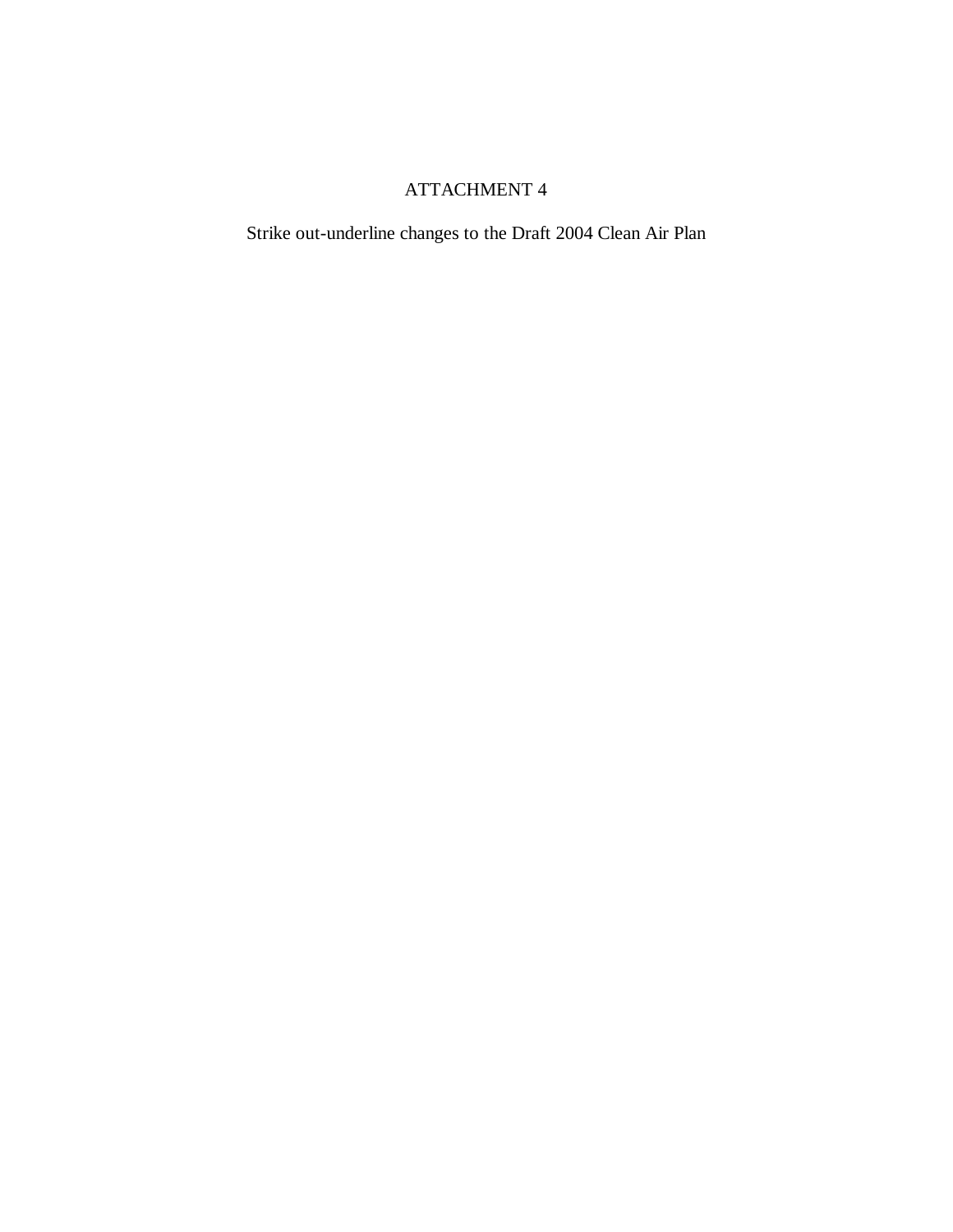# ATTACHMENT 4

Strike out-underline changes to the Draft 2004 Clean Air Plan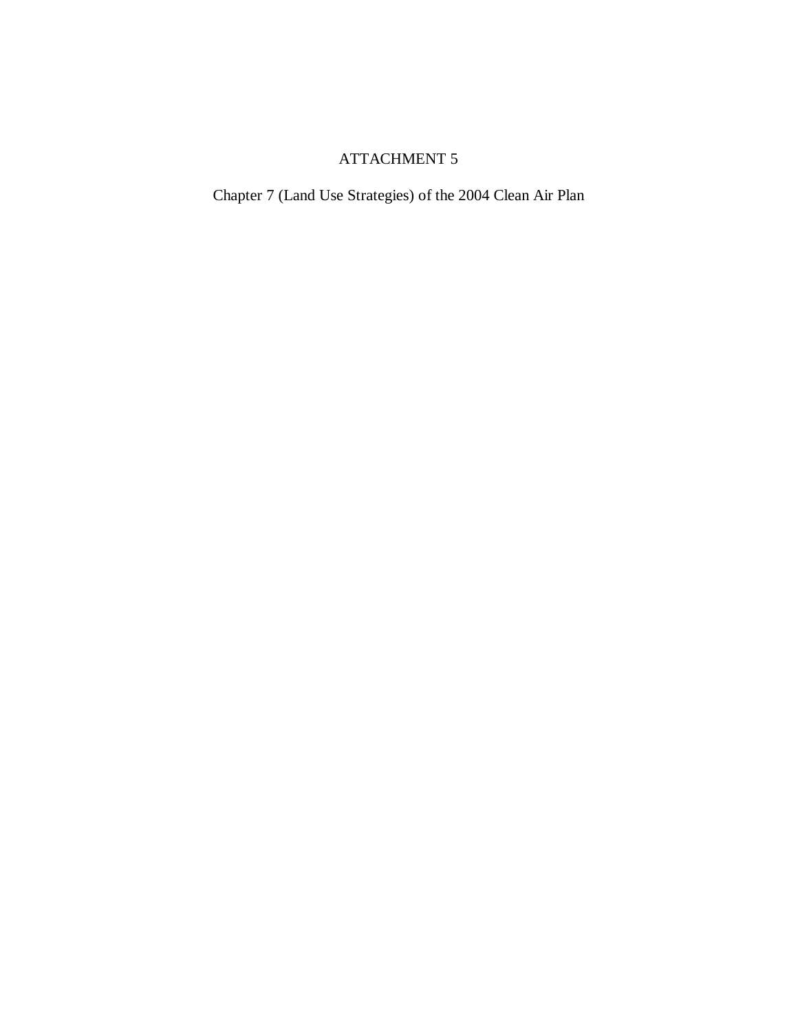# ATTACHMENT 5

Chapter 7 (Land Use Strategies) of the 2004 Clean Air Plan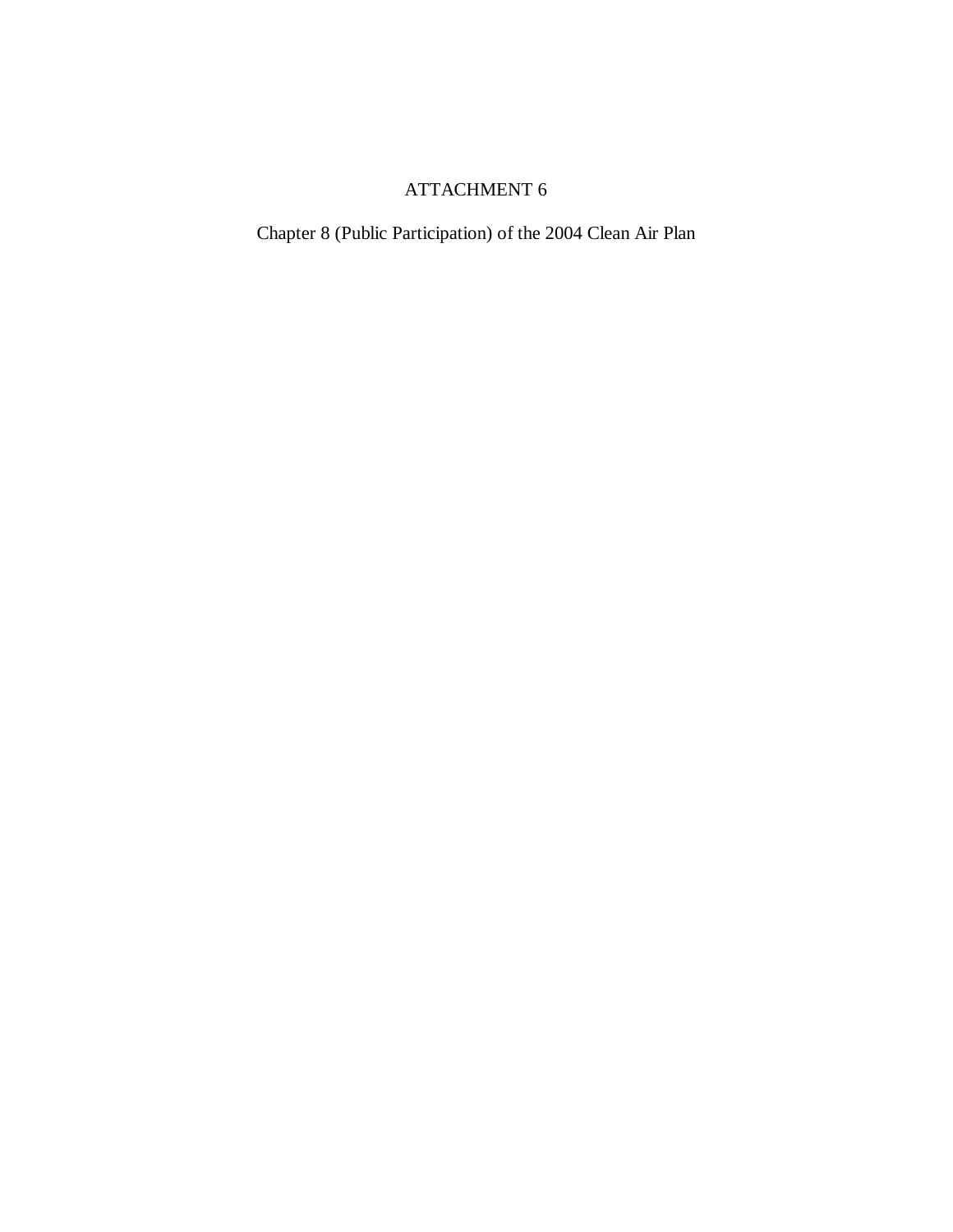# ATTACHMENT 6

Chapter 8 (Public Participation) of the 2004 Clean Air Plan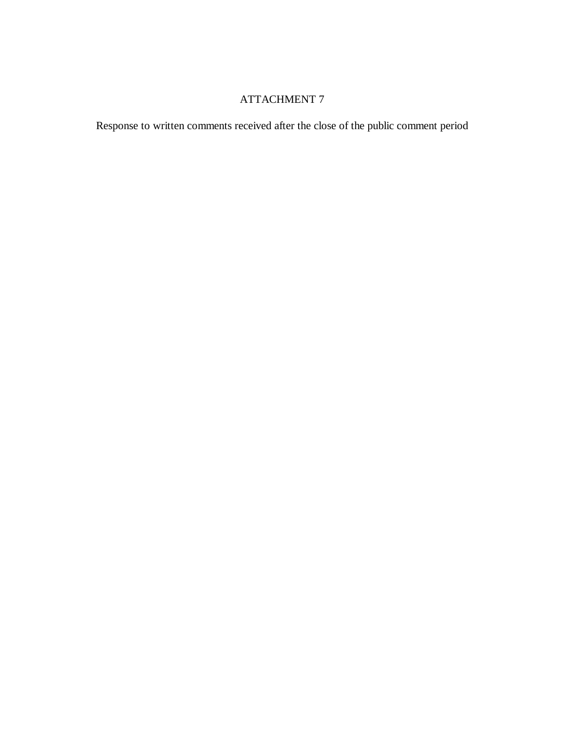# ATTACHMENT 7

Response to written comments received after the close of the public comment period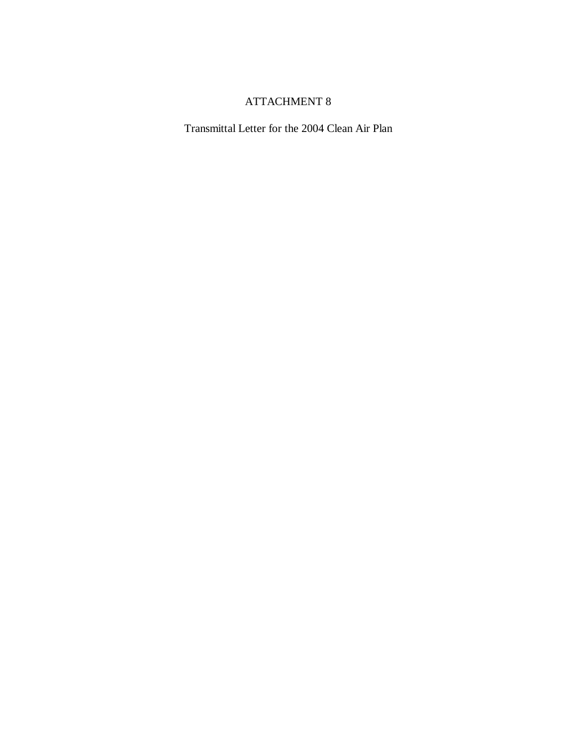# ATTACHMENT 8

Transmittal Letter for the 2004 Clean Air Plan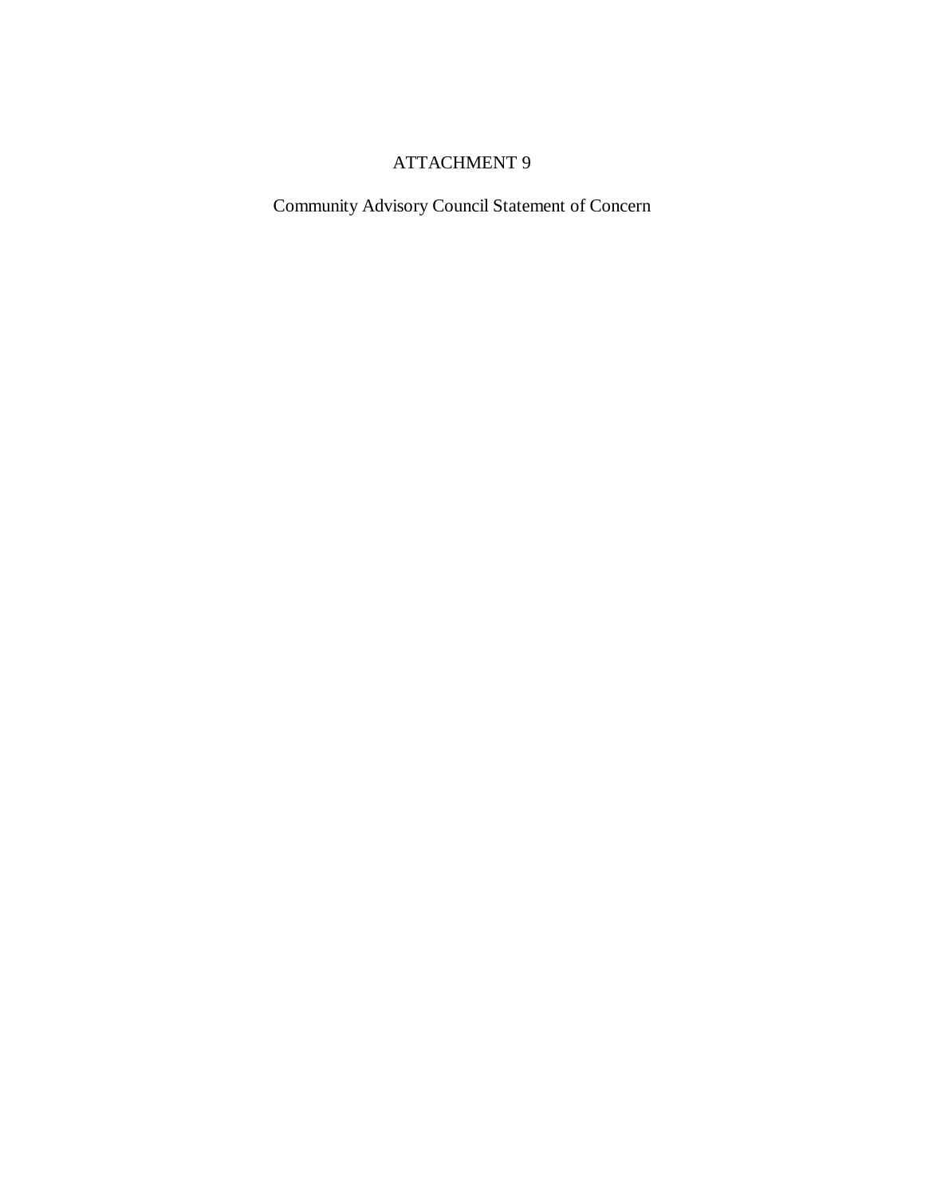# ATTACHMENT 9

Community Advisory Council Statement of Concern